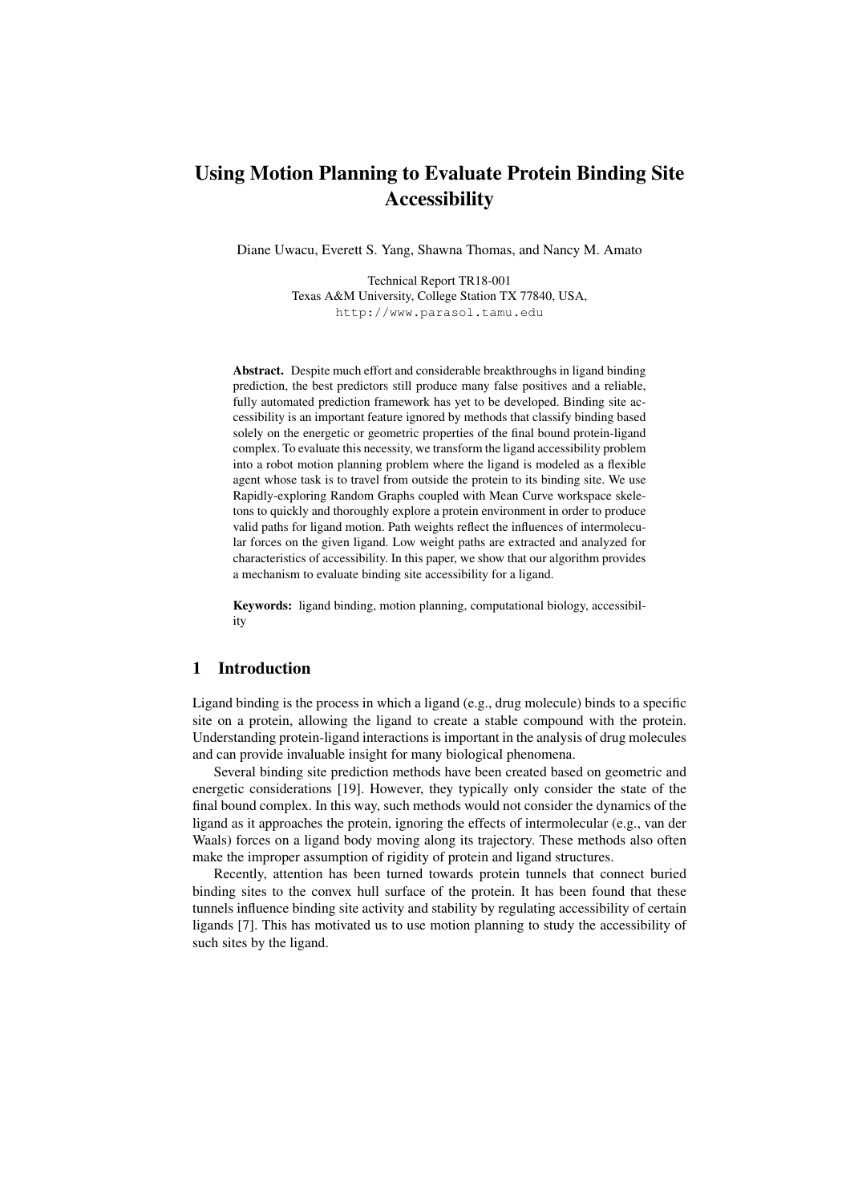# Using Motion Planning to Evaluate Protein Binding Site Accessibility

Diane Uwacu, Everett S. Yang, Shawna Thomas, and Nancy M. Amato

Technical Report TR18-001
Texas A&M University, College Station TX 77840, USA,
http://www.parasol.tamu.edu

**Abstract.** Despite much effort and considerable breakthroughs in ligand binding prediction, the best predictors still produce many false positives and a reliable, fully automated prediction framework has yet to be developed. Binding site accessibility is an important feature ignored by methods that classify binding based solely on the energetic or geometric properties of the final bound protein-ligand complex. To evaluate this necessity, we transform the ligand accessibility problem into a robot motion planning problem where the ligand is modeled as a flexible agent whose task is to travel from outside the protein to its binding site. We use Rapidly-exploring Random Graphs coupled with Mean Curve workspace skeletons to quickly and thoroughly explore a protein environment in order to produce valid paths for ligand motion. Path weights reflect the influences of intermolecular forces on the given ligand. Low weight paths are extracted and analyzed for characteristics of accessibility. In this paper, we show that our algorithm provides a mechanism to evaluate binding site accessibility for a ligand.

**Keywords:** ligand binding, motion planning, computational biology, accessibility

## 1 Introduction

Ligand binding is the process in which a ligand (e.g., drug molecule) binds to a specific site on a protein, allowing the ligand to create a stable compound with the protein. Understanding protein-ligand interactions is important in the analysis of drug molecules and can provide invaluable insight for many biological phenomena.

Several binding site prediction methods have been created based on geometric and energetic considerations [19]. However, they typically only consider the state of the final bound complex. In this way, such methods would not consider the dynamics of the ligand as it approaches the protein, ignoring the effects of intermolecular (e.g., van der Waals) forces on a ligand body moving along its trajectory. These methods also often make the improper assumption of rigidity of protein and ligand structures.

Recently, attention has been turned towards protein tunnels that connect buried binding sites to the convex hull surface of the protein. It has been found that these tunnels influence binding site activity and stability by regulating accessibility of certain ligands [7]. This has motivated us to use motion planning to study the accessibility of such sites by the ligand.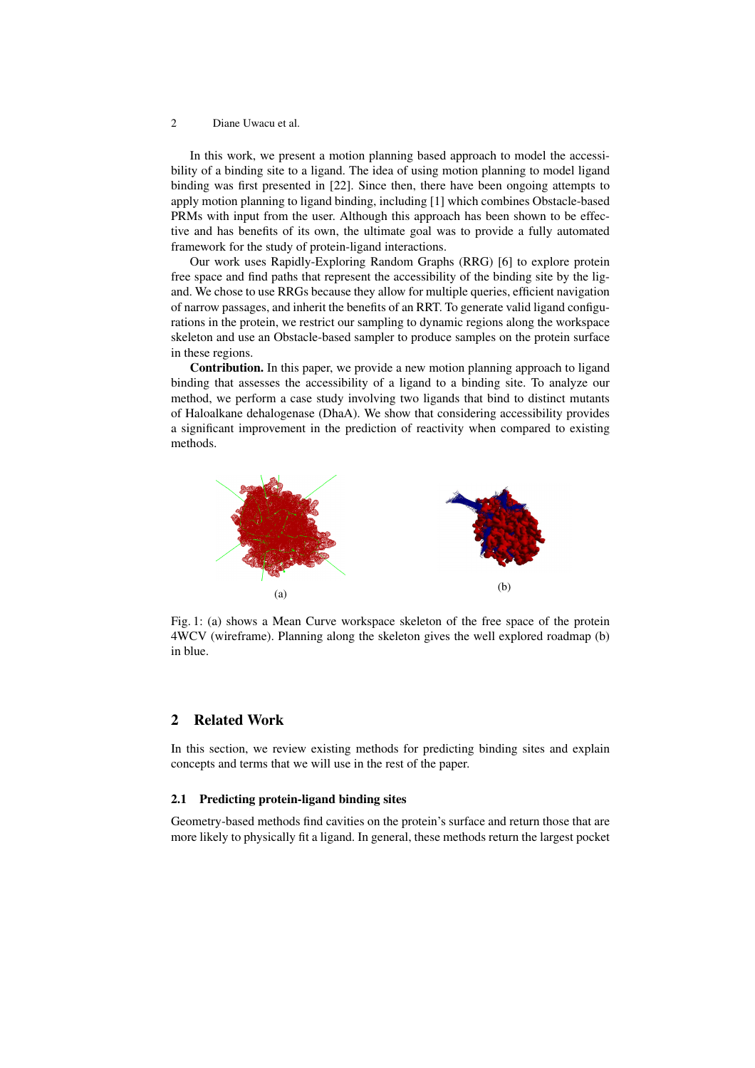In this work, we present a motion planning based approach to model the accessibility of a binding site to a ligand. The idea of using motion planning to model ligand binding was first presented in [22]. Since then, there have been ongoing attempts to apply motion planning to ligand binding, including [1] which combines Obstacle-based PRMs with input from the user. Although this approach has been shown to be effective and has benefits of its own, the ultimate goal was to provide a fully automated framework for the study of protein-ligand interactions.

Our work uses Rapidly-Exploring Random Graphs (RRG) [6] to explore protein free space and find paths that represent the accessibility of the binding site by the ligand. We chose to use RRGs because they allow for multiple queries, efficient navigation of narrow passages, and inherit the benefits of an RRT. To generate valid ligand configurations in the protein, we restrict our sampling to dynamic regions along the workspace skeleton and use an Obstacle-based sampler to produce samples on the protein surface in these regions.

**Contribution.** In this paper, we provide a new motion planning approach to ligand binding that assesses the accessibility of a ligand to a binding site. To analyze our method, we perform a case study involving two ligands that bind to distinct mutants of Haloalkane dehalogenase (DhaA). We show that considering accessibility provides a significant improvement in the prediction of reactivity when compared to existing methods.

(a)

(b)

Fig. 1: (a) shows a Mean Curve workspace skeleton of the free space of the protein 4WCV (wireframe). Planning along the skeleton gives the well explored roadmap (b) in blue.

## 2 Related Work

In this section, we review existing methods for predicting binding sites and explain concepts and terms that we will use in the rest of the paper.

### 2.1 Predicting protein-ligand binding sites

Geometry-based methods find cavities on the protein's surface and return those that are more likely to physically fit a ligand. In general, these methods return the largest pocket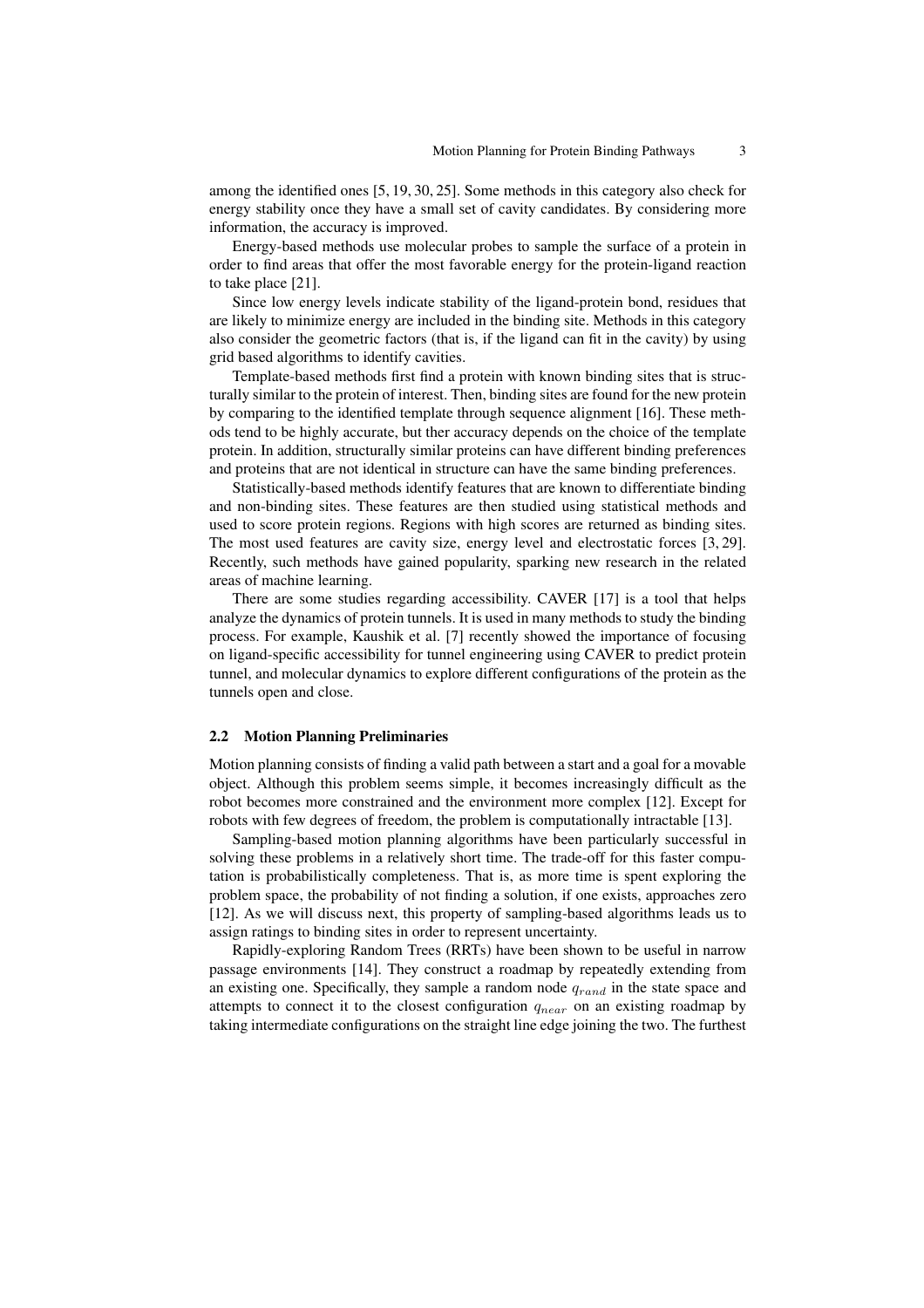among the identified ones [5, 19, 30, 25]. Some methods in this category also check for energy stability once they have a small set of cavity candidates. By considering more information, the accuracy is improved.

Energy-based methods use molecular probes to sample the surface of a protein in order to find areas that offer the most favorable energy for the protein-ligand reaction to take place [21].

Since low energy levels indicate stability of the ligand-protein bond, residues that are likely to minimize energy are included in the binding site. Methods in this category also consider the geometric factors (that is, if the ligand can fit in the cavity) by using grid based algorithms to identify cavities.

Template-based methods first find a protein with known binding sites that is structurally similar to the protein of interest. Then, binding sites are found for the new protein by comparing to the identified template through sequence alignment [16]. These methods tend to be highly accurate, but ther accuracy depends on the choice of the template protein. In addition, structurally similar proteins can have different binding preferences and proteins that are not identical in structure can have the same binding preferences.

Statistically-based methods identify features that are known to differentiate binding and non-binding sites. These features are then studied using statistical methods and used to score protein regions. Regions with high scores are returned as binding sites. The most used features are cavity size, energy level and electrostatic forces [3, 29]. Recently, such methods have gained popularity, sparking new research in the related areas of machine learning.

There are some studies regarding accessibility. CAVER [17] is a tool that helps analyze the dynamics of protein tunnels. It is used in many methods to study the binding process. For example, Kaushik et al. [7] recently showed the importance of focusing on ligand-specific accessibility for tunnel engineering using CAVER to predict protein tunnel, and molecular dynamics to explore different configurations of the protein as the tunnels open and close.

### 2.2 Motion Planning Preliminaries

Motion planning consists of finding a valid path between a start and a goal for a movable object. Although this problem seems simple, it becomes increasingly difficult as the robot becomes more constrained and the environment more complex [12]. Except for robots with few degrees of freedom, the problem is computationally intractable [13].

Sampling-based motion planning algorithms have been particularly successful in solving these problems in a relatively short time. The trade-off for this faster computation is probabilistically completeness. That is, as more time is spent exploring the problem space, the probability of not finding a solution, if one exists, approaches zero [12]. As we will discuss next, this property of sampling-based algorithms leads us to assign ratings to binding sites in order to represent uncertainty.

Rapidly-exploring Random Trees (RRTs) have been shown to be useful in narrow passage environments [14]. They construct a roadmap by repeatedly extending from an existing one. Specifically, they sample a random node $q_{rand}$ in the state space and attempts to connect it to the closest configuration $q_{near}$ on an existing roadmap by taking intermediate configurations on the straight line edge joining the two. The furthest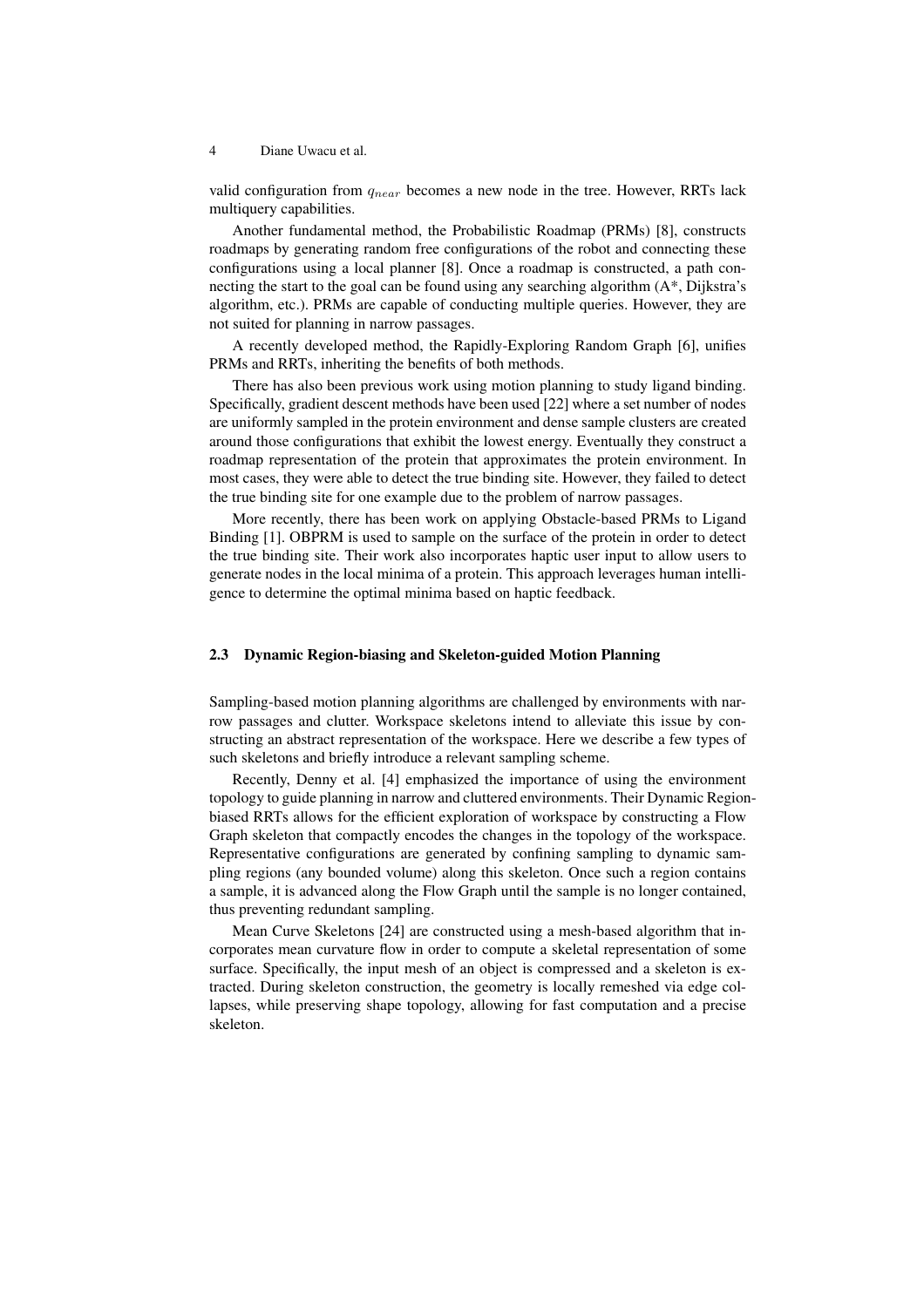valid configuration from $q_{near}$ becomes a new node in the tree. However, RRTs lack multiquery capabilities.

Another fundamental method, the Probabilistic Roadmap (PRMs) [8], constructs roadmaps by generating random free configurations of the robot and connecting these configurations using a local planner [8]. Once a roadmap is constructed, a path connecting the start to the goal can be found using any searching algorithm (A*, Dijkstra's algorithm, etc.). PRMs are capable of conducting multiple queries. However, they are not suited for planning in narrow passages.

A recently developed method, the Rapidly-Exploring Random Graph [6], unifies PRMs and RRTs, inheriting the benefits of both methods.

There has also been previous work using motion planning to study ligand binding. Specifically, gradient descent methods have been used [22] where a set number of nodes are uniformly sampled in the protein environment and dense sample clusters are created around those configurations that exhibit the lowest energy. Eventually they construct a roadmap representation of the protein that approximates the protein environment. In most cases, they were able to detect the true binding site. However, they failed to detect the true binding site for one example due to the problem of narrow passages.

More recently, there has been work on applying Obstacle-based PRMs to Ligand Binding [1]. OBPRM is used to sample on the surface of the protein in order to detect the true binding site. Their work also incorporates haptic user input to allow users to generate nodes in the local minima of a protein. This approach leverages human intelligence to determine the optimal minima based on haptic feedback.

### 2.3 Dynamic Region-biasing and Skeleton-guided Motion Planning

Sampling-based motion planning algorithms are challenged by environments with narrow passages and clutter. Workspace skeletons intend to alleviate this issue by constructing an abstract representation of the workspace. Here we describe a few types of such skeletons and briefly introduce a relevant sampling scheme.

Recently, Denny et al. [4] emphasized the importance of using the environment topology to guide planning in narrow and cluttered environments. Their Dynamic Region-biased RRTs allows for the efficient exploration of workspace by constructing a Flow Graph skeleton that compactly encodes the changes in the topology of the workspace. Representative configurations are generated by confining sampling to dynamic sampling regions (any bounded volume) along this skeleton. Once such a region contains a sample, it is advanced along the Flow Graph until the sample is no longer contained, thus preventing redundant sampling.

Mean Curve Skeletons [24] are constructed using a mesh-based algorithm that incorporates mean curvature flow in order to compute a skeletal representation of some surface. Specifically, the input mesh of an object is compressed and a skeleton is extracted. During skeleton construction, the geometry is locally remeshed via edge collapses, while preserving shape topology, allowing for fast computation and a precise skeleton.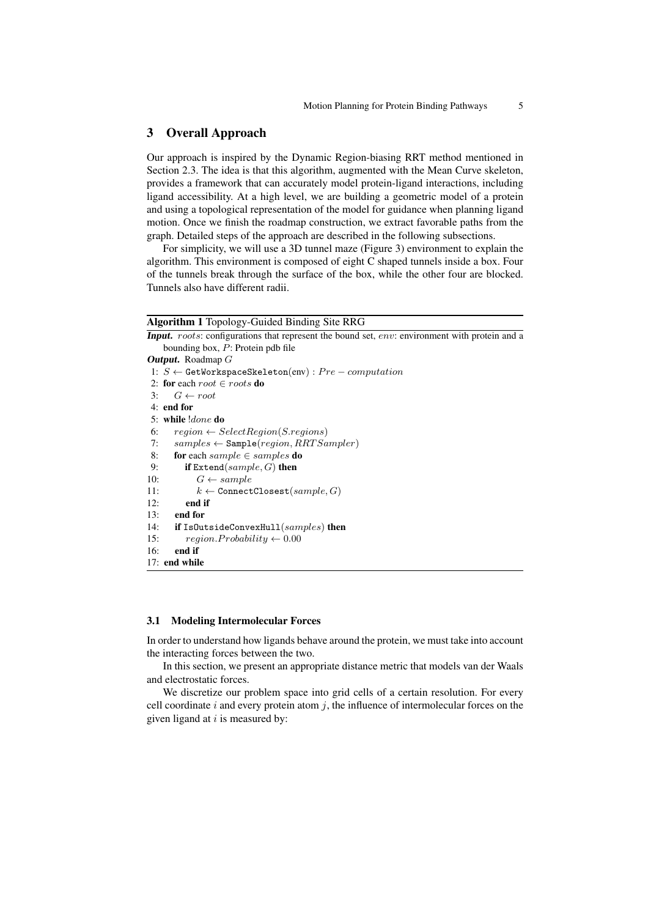## 3 Overall Approach

Our approach is inspired by the Dynamic Region-biasing RRT method mentioned in Section 2.3. The idea is that this algorithm, augmented with the Mean Curve skeleton, provides a framework that can accurately model protein-ligand interactions, including ligand accessibility. At a high level, we are building a geometric model of a protein and using a topological representation of the model for guidance when planning ligand motion. Once we finish the roadmap construction, we extract favorable paths from the graph. Detailed steps of the approach are described in the following subsections.

For simplicity, we will use a 3D tunnel maze (Figure 3) environment to explain the algorithm. This environment is composed of eight C shaped tunnels inside a box. Four of the tunnels break through the surface of the box, while the other four are blocked. Tunnels also have different radii.

**Algorithm 1** Topology-Guided Binding Site RRG

***Input.*** $roots$: configurations that represent the bound set, $env$: environment with protein and a bounding box, $P$: Protein pdb file

***Output.*** Roadmap $G$

```
 1: S ← GetWorkspaceSkeleton(env) : Pre − computation
 2: for each root ∈ roots do
 3:     G ← root
 4: end for
 5: while !done do
 6:     region ← SelectRegion(S.regions)
 7:     samples ← Sample(region, RRTSampler)
 8:     for each sample ∈ samples do
 9:         if Extend(sample, G) then
10:             G ← sample
11:             k ← ConnectClosest(sample, G)
12:         end if
13:     end for
14:     if IsOutsideConvexHull(samples) then
15:         region.Probability ← 0.00
16:     end if
17: end while
```

### 3.1 Modeling Intermolecular Forces

In order to understand how ligands behave around the protein, we must take into account the interacting forces between the two.

In this section, we present an appropriate distance metric that models van der Waals and electrostatic forces.

We discretize our problem space into grid cells of a certain resolution. For every cell coordinate $i$ and every protein atom $j$, the influence of intermolecular forces on the given ligand at $i$ is measured by: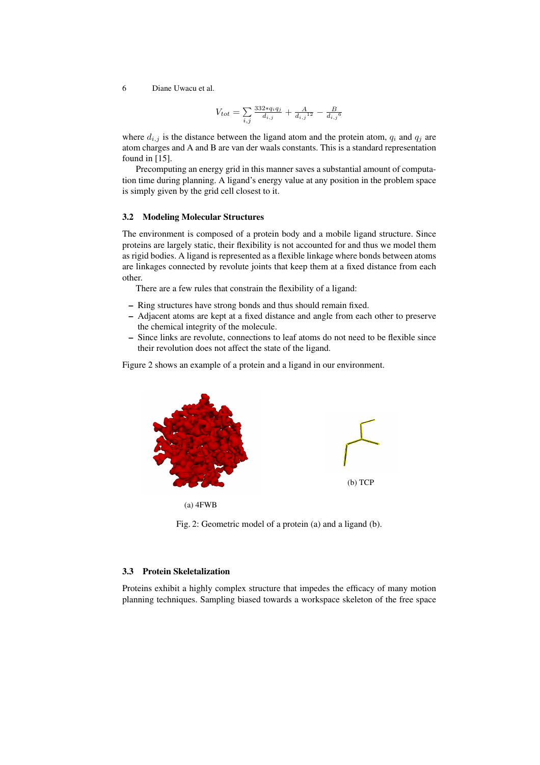$$V_{tot} = \sum_{i,j} \frac{332 * q_i q_j}{d_{i,j}} + \frac{A}{{d_{i,j}}^{12}} - \frac{B}{{d_{i,j}}^{6}}$$

where $d_{i,j}$ is the distance between the ligand atom and the protein atom, $q_i$ and $q_j$ are atom charges and A and B are van der waals constants. This is a standard representation found in [15].

Precomputing an energy grid in this manner saves a substantial amount of computation time during planning. A ligand's energy value at any position in the problem space is simply given by the grid cell closest to it.

### 3.2 Modeling Molecular Structures

The environment is composed of a protein body and a mobile ligand structure. Since proteins are largely static, their flexibility is not accounted for and thus we model them as rigid bodies. A ligand is represented as a flexible linkage where bonds between atoms are linkages connected by revolute joints that keep them at a fixed distance from each other.

There are a few rules that constrain the flexibility of a ligand:

- Ring structures have strong bonds and thus should remain fixed.
- Adjacent atoms are kept at a fixed distance and angle from each other to preserve the chemical integrity of the molecule.
- Since links are revolute, connections to leaf atoms do not need to be flexible since their revolution does not affect the state of the ligand.

Figure 2 shows an example of a protein and a ligand in our environment.

(a) 4FWB

(b) TCP

Fig. 2: Geometric model of a protein (a) and a ligand (b).

### 3.3 Protein Skeletalization

Proteins exhibit a highly complex structure that impedes the efficacy of many motion planning techniques. Sampling biased towards a workspace skeleton of the free space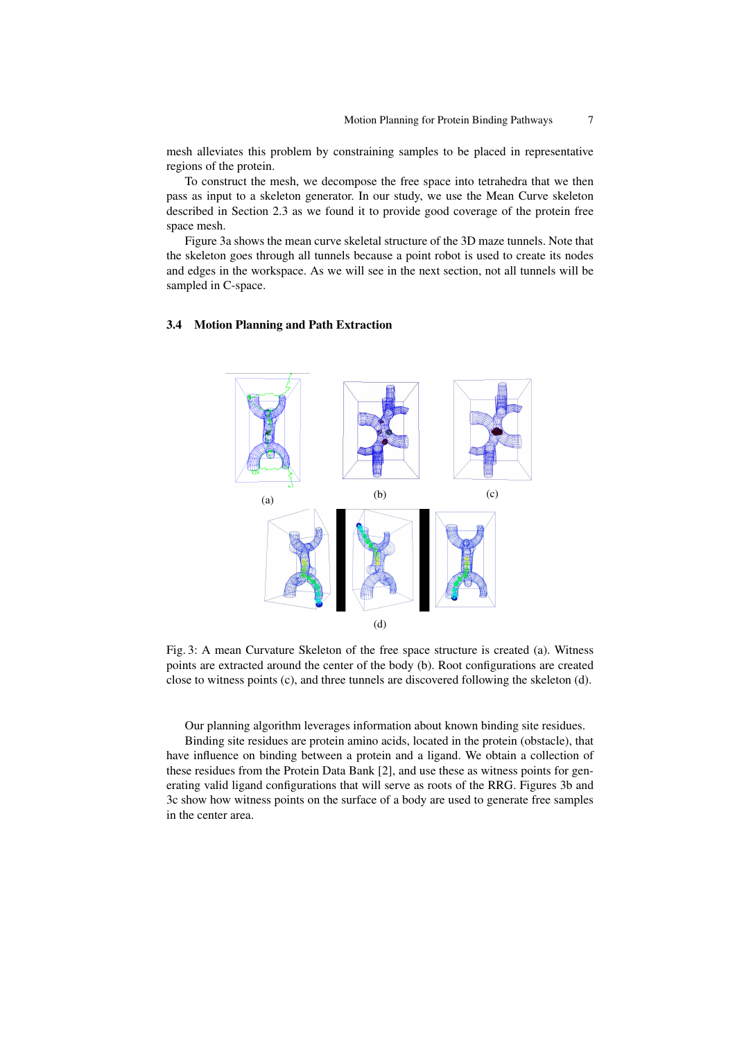mesh alleviates this problem by constraining samples to be placed in representative regions of the protein.

To construct the mesh, we decompose the free space into tetrahedra that we then pass as input to a skeleton generator. In our study, we use the Mean Curve skeleton described in Section 2.3 as we found it to provide good coverage of the protein free space mesh.

Figure 3a shows the mean curve skeletal structure of the 3D maze tunnels. Note that the skeleton goes through all tunnels because a point robot is used to create its nodes and edges in the workspace. As we will see in the next section, not all tunnels will be sampled in C-space.

### 3.4 Motion Planning and Path Extraction

Fig. 3: A mean Curvature Skeleton of the free space structure is created (a). Witness points are extracted around the center of the body (b). Root configurations are created close to witness points (c), and three tunnels are discovered following the skeleton (d).

Our planning algorithm leverages information about known binding site residues.

Binding site residues are protein amino acids, located in the protein (obstacle), that have influence on binding between a protein and a ligand. We obtain a collection of these residues from the Protein Data Bank [2], and use these as witness points for generating valid ligand configurations that will serve as roots of the RRG. Figures 3b and 3c show how witness points on the surface of a body are used to generate free samples in the center area.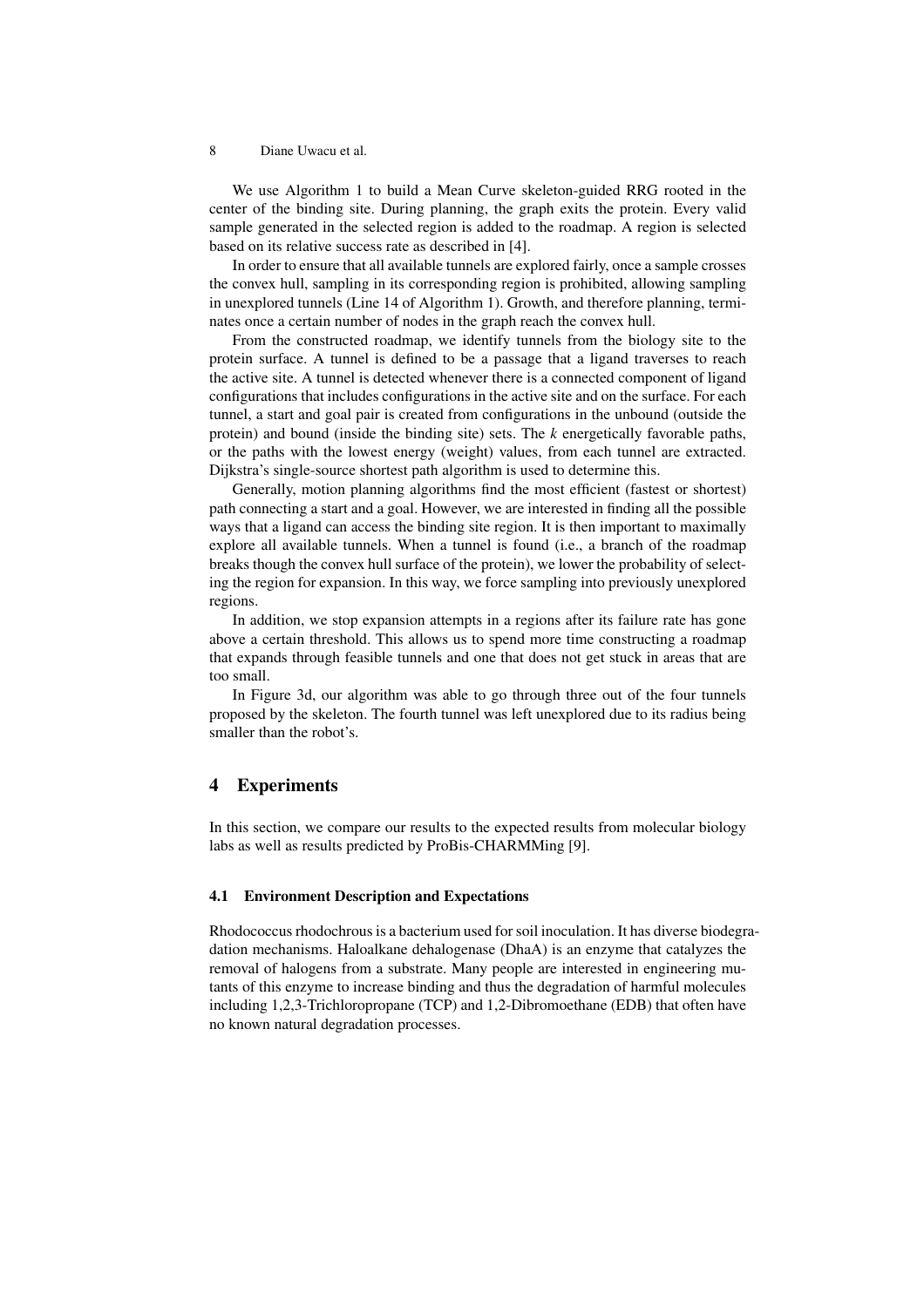We use Algorithm 1 to build a Mean Curve skeleton-guided RRG rooted in the center of the binding site. During planning, the graph exits the protein. Every valid sample generated in the selected region is added to the roadmap. A region is selected based on its relative success rate as described in [4].

In order to ensure that all available tunnels are explored fairly, once a sample crosses the convex hull, sampling in its corresponding region is prohibited, allowing sampling in unexplored tunnels (Line 14 of Algorithm 1). Growth, and therefore planning, terminates once a certain number of nodes in the graph reach the convex hull.

From the constructed roadmap, we identify tunnels from the biology site to the protein surface. A tunnel is defined to be a passage that a ligand traverses to reach the active site. A tunnel is detected whenever there is a connected component of ligand configurations that includes configurations in the active site and on the surface. For each tunnel, a start and goal pair is created from configurations in the unbound (outside the protein) and bound (inside the binding site) sets. The $k$ energetically favorable paths, or the paths with the lowest energy (weight) values, from each tunnel are extracted. Dijkstra's single-source shortest path algorithm is used to determine this.

Generally, motion planning algorithms find the most efficient (fastest or shortest) path connecting a start and a goal. However, we are interested in finding all the possible ways that a ligand can access the binding site region. It is then important to maximally explore all available tunnels. When a tunnel is found (i.e., a branch of the roadmap breaks though the convex hull surface of the protein), we lower the probability of selecting the region for expansion. In this way, we force sampling into previously unexplored regions.

In addition, we stop expansion attempts in a regions after its failure rate has gone above a certain threshold. This allows us to spend more time constructing a roadmap that expands through feasible tunnels and one that does not get stuck in areas that are too small.

In Figure 3d, our algorithm was able to go through three out of the four tunnels proposed by the skeleton. The fourth tunnel was left unexplored due to its radius being smaller than the robot's.

## 4 Experiments

In this section, we compare our results to the expected results from molecular biology labs as well as results predicted by ProBis-CHARMMing [9].

### 4.1 Environment Description and Expectations

Rhodococcus rhodochrous is a bacterium used for soil inoculation. It has diverse biodegradation mechanisms. Haloalkane dehalogenase (DhaA) is an enzyme that catalyzes the removal of halogens from a substrate. Many people are interested in engineering mutants of this enzyme to increase binding and thus the degradation of harmful molecules including 1,2,3-Trichloropropane (TCP) and 1,2-Dibromoethane (EDB) that often have no known natural degradation processes.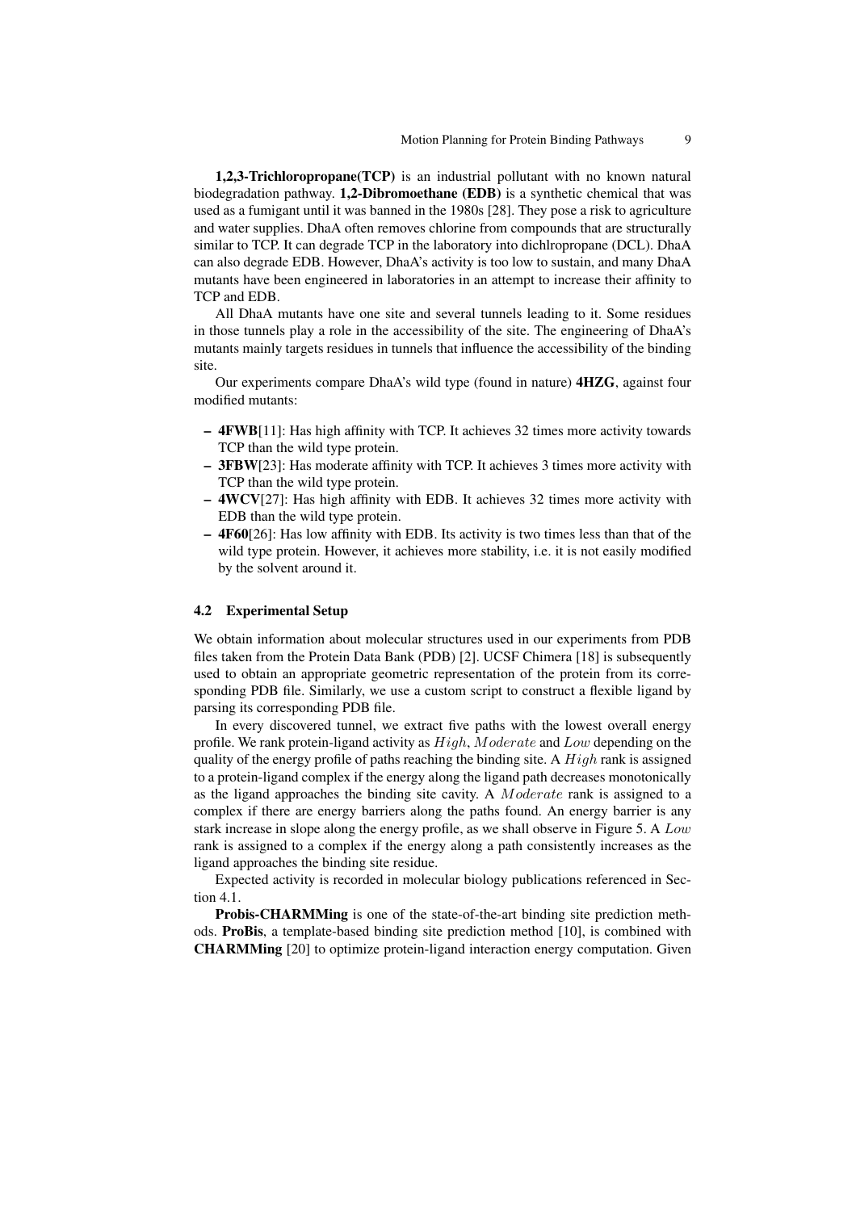**1,2,3-Trichloropropane(TCP)** is an industrial pollutant with no known natural biodegradation pathway. **1,2-Dibromoethane (EDB)** is a synthetic chemical that was used as a fumigant until it was banned in the 1980s [28]. They pose a risk to agriculture and water supplies. DhaA often removes chlorine from compounds that are structurally similar to TCP. It can degrade TCP in the laboratory into dichlropropane (DCL). DhaA can also degrade EDB. However, DhaA's activity is too low to sustain, and many DhaA mutants have been engineered in laboratories in an attempt to increase their affinity to TCP and EDB.

All DhaA mutants have one site and several tunnels leading to it. Some residues in those tunnels play a role in the accessibility of the site. The engineering of DhaA's mutants mainly targets residues in tunnels that influence the accessibility of the binding site.

Our experiments compare DhaA's wild type (found in nature) **4HZG**, against four modified mutants:

- **4FWB**[11]: Has high affinity with TCP. It achieves 32 times more activity towards TCP than the wild type protein.
- **3FBW**[23]: Has moderate affinity with TCP. It achieves 3 times more activity with TCP than the wild type protein.
- **4WCV**[27]: Has high affinity with EDB. It achieves 32 times more activity with EDB than the wild type protein.
- **4F60**[26]: Has low affinity with EDB. Its activity is two times less than that of the wild type protein. However, it achieves more stability, i.e. it is not easily modified by the solvent around it.

### 4.2 Experimental Setup

We obtain information about molecular structures used in our experiments from PDB files taken from the Protein Data Bank (PDB) [2]. UCSF Chimera [18] is subsequently used to obtain an appropriate geometric representation of the protein from its corresponding PDB file. Similarly, we use a custom script to construct a flexible ligand by parsing its corresponding PDB file.

In every discovered tunnel, we extract five paths with the lowest overall energy profile. We rank protein-ligand activity as $High$, $Moderate$ and $Low$ depending on the quality of the energy profile of paths reaching the binding site. A $High$ rank is assigned to a protein-ligand complex if the energy along the ligand path decreases monotonically as the ligand approaches the binding site cavity. A $Moderate$ rank is assigned to a complex if there are energy barriers along the paths found. An energy barrier is any stark increase in slope along the energy profile, as we shall observe in Figure 5. A $Low$ rank is assigned to a complex if the energy along a path consistently increases as the ligand approaches the binding site residue.

Expected activity is recorded in molecular biology publications referenced in Section 4.1.

**Probis-CHARMMing** is one of the state-of-the-art binding site prediction methods. **ProBis**, a template-based binding site prediction method [10], is combined with **CHARMMing** [20] to optimize protein-ligand interaction energy computation. Given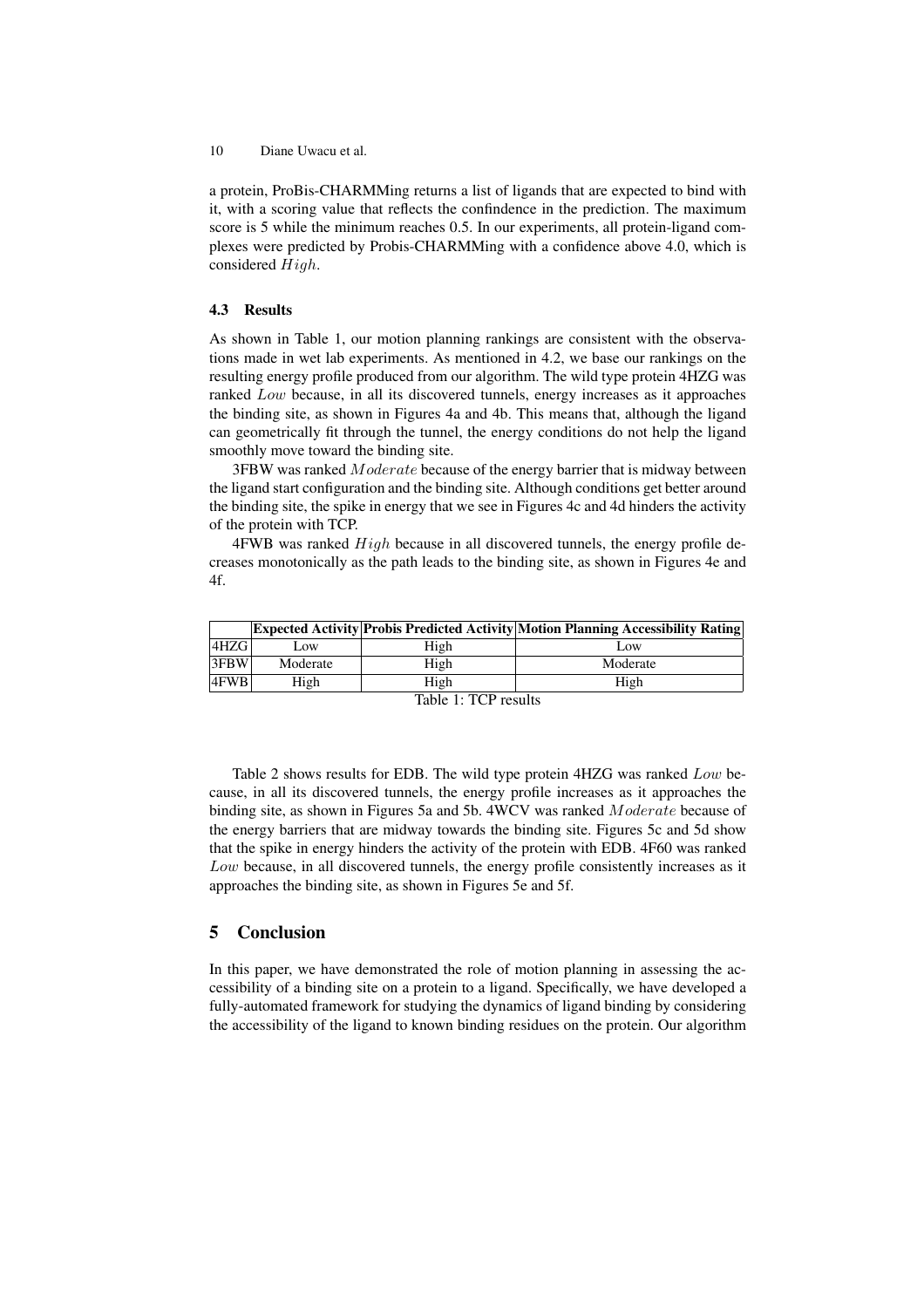a protein, ProBis-CHARMMing returns a list of ligands that are expected to bind with it, with a scoring value that reflects the confindence in the prediction. The maximum score is 5 while the minimum reaches 0.5. In our experiments, all protein-ligand complexes were predicted by Probis-CHARMMing with a confidence above 4.0, which is considered $High$.

### 4.3 Results

As shown in Table 1, our motion planning rankings are consistent with the observations made in wet lab experiments. As mentioned in 4.2, we base our rankings on the resulting energy profile produced from our algorithm. The wild type protein 4HZG was ranked $Low$ because, in all its discovered tunnels, energy increases as it approaches the binding site, as shown in Figures 4a and 4b. This means that, although the ligand can geometrically fit through the tunnel, the energy conditions do not help the ligand smoothly move toward the binding site.

3FBW was ranked $Moderate$ because of the energy barrier that is midway between the ligand start configuration and the binding site. Although conditions get better around the binding site, the spike in energy that we see in Figures 4c and 4d hinders the activity of the protein with TCP.

4FWB was ranked $High$ because in all discovered tunnels, the energy profile decreases monotonically as the path leads to the binding site, as shown in Figures 4e and 4f.

| | **Expected Activity** | **Probis Predicted Activity** | **Motion Planning Accessibility Rating** |
|---|---|---|---|
| 4HZG | Low | High | Low |
| 3FBW | Moderate | High | Moderate |
| 4FWB | High | High | High |

Table 1: TCP results

Table 2 shows results for EDB. The wild type protein 4HZG was ranked $Low$ because, in all its discovered tunnels, the energy profile increases as it approaches the binding site, as shown in Figures 5a and 5b. 4WCV was ranked $Moderate$ because of the energy barriers that are midway towards the binding site. Figures 5c and 5d show that the spike in energy hinders the activity of the protein with EDB. 4F60 was ranked $Low$ because, in all discovered tunnels, the energy profile consistently increases as it approaches the binding site, as shown in Figures 5e and 5f.

## 5 Conclusion

In this paper, we have demonstrated the role of motion planning in assessing the accessibility of a binding site on a protein to a ligand. Specifically, we have developed a fully-automated framework for studying the dynamics of ligand binding by considering the accessibility of the ligand to known binding residues on the protein. Our algorithm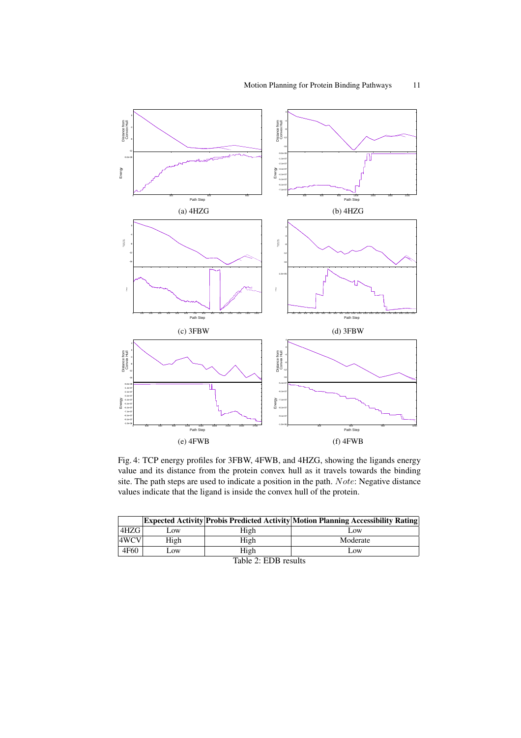(a) 4HZG

(b) 4HZG

(c) 3FBW

(d) 3FBW

(e) 4FWB

(f) 4FWB

Fig. 4: TCP energy profiles for 3FBW, 4FWB, and 4HZG, showing the ligands energy value and its distance from the protein convex hull as it travels towards the binding site. The path steps are used to indicate a position in the path. *Note*: Negative distance values indicate that the ligand is inside the convex hull of the protein.

| | **Expected Activity** | **Probis Predicted Activity** | **Motion Planning Accessibility Rating** |
|---|---|---|---|
| 4HZG | Low | High | Low |
| 4WCV | High | High | Moderate |
| 4F60 | Low | High | Low |

Table 2: EDB results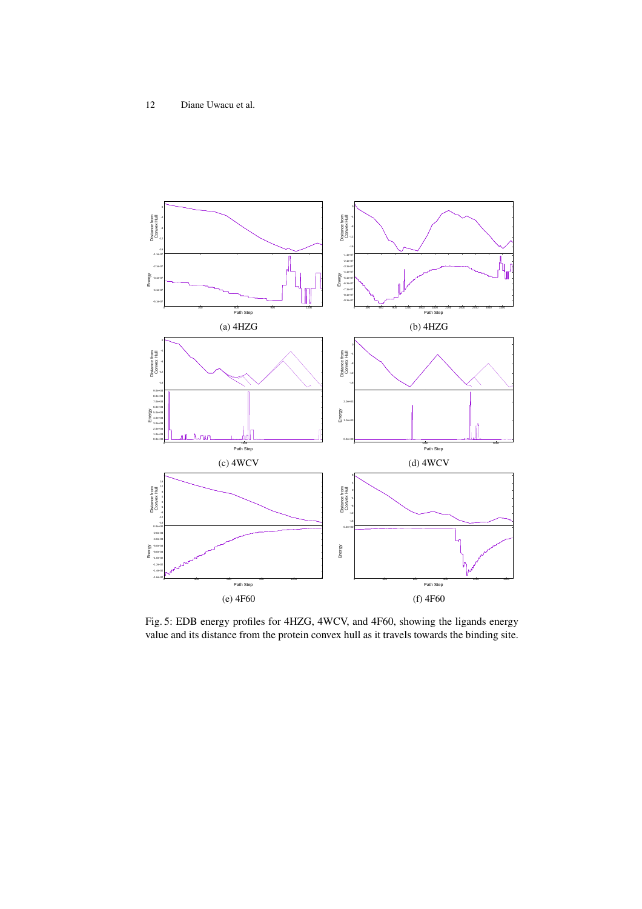(a) 4HZG

(b) 4HZG

(c) 4WCV

(d) 4WCV

(e) 4F60

(f) 4F60

Fig. 5: EDB energy profiles for 4HZG, 4WCV, and 4F60, showing the ligands energy value and its distance from the protein convex hull as it travels towards the binding site.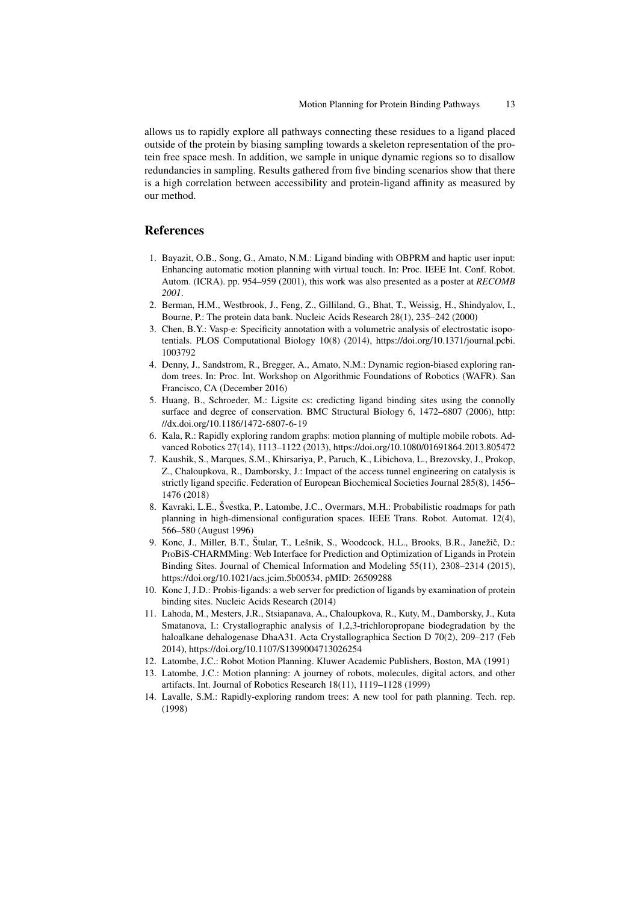allows us to rapidly explore all pathways connecting these residues to a ligand placed outside of the protein by biasing sampling towards a skeleton representation of the protein free space mesh. In addition, we sample in unique dynamic regions so to disallow redundancies in sampling. Results gathered from five binding scenarios show that there is a high correlation between accessibility and protein-ligand affinity as measured by our method.

## References

1. Bayazit, O.B., Song, G., Amato, N.M.: Ligand binding with OBPRM and haptic user input: Enhancing automatic motion planning with virtual touch. In: Proc. IEEE Int. Conf. Robot. Autom. (ICRA). pp. 954–959 (2001), this work was also presented as a poster at *RECOMB 2001*.
2. Berman, H.M., Westbrook, J., Feng, Z., Gilliland, G., Bhat, T., Weissig, H., Shindyalov, I., Bourne, P.: The protein data bank. Nucleic Acids Research 28(1), 235–242 (2000)
3. Chen, B.Y.: Vasp-e: Specificity annotation with a volumetric analysis of electrostatic isopotentials. PLOS Computational Biology 10(8) (2014), https://doi.org/10.1371/journal.pcbi.1003792
4. Denny, J., Sandstrom, R., Bregger, A., Amato, N.M.: Dynamic region-biased exploring random trees. In: Proc. Int. Workshop on Algorithmic Foundations of Robotics (WAFR). San Francisco, CA (December 2016)
5. Huang, B., Schroeder, M.: Ligsite cs: credicting ligand binding sites using the connolly surface and degree of conservation. BMC Structural Biology 6, 1472–6807 (2006), http://dx.doi.org/10.1186/1472-6807-6-19
6. Kala, R.: Rapidly exploring random graphs: motion planning of multiple mobile robots. Advanced Robotics 27(14), 1113–1122 (2013), https://doi.org/10.1080/01691864.2013.805472
7. Kaushik, S., Marques, S.M., Khirsariya, P., Paruch, K., Libichova, L., Brezovsky, J., Prokop, Z., Chaloupkova, R., Damborsky, J.: Impact of the access tunnel engineering on catalysis is strictly ligand specific. Federation of European Biochemical Societies Journal 285(8), 1456–1476 (2018)
8. Kavraki, L.E., Švestka, P., Latombe, J.C., Overmars, M.H.: Probabilistic roadmaps for path planning in high-dimensional configuration spaces. IEEE Trans. Robot. Automat. 12(4), 566–580 (August 1996)
9. Konc, J., Miller, B.T., Štular, T., Lešnik, S., Woodcock, H.L., Brooks, B.R., Janežič, D.: ProBiS-CHARMMing: Web Interface for Prediction and Optimization of Ligands in Protein Binding Sites. Journal of Chemical Information and Modeling 55(11), 2308–2314 (2015), https://doi.org/10.1021/acs.jcim.5b00534, pMID: 26509288
10. Konc J, J.D.: Probis-ligands: a web server for prediction of ligands by examination of protein binding sites. Nucleic Acids Research (2014)
11. Lahoda, M., Mesters, J.R., Stsiapanava, A., Chaloupkova, R., Kuty, M., Damborsky, J., Kuta Smatanova, I.: Crystallographic analysis of 1,2,3-trichloropropane biodegradation by the haloalkane dehalogenase DhaA31. Acta Crystallographica Section D 70(2), 209–217 (Feb 2014), https://doi.org/10.1107/S1399004713026254
12. Latombe, J.C.: Robot Motion Planning. Kluwer Academic Publishers, Boston, MA (1991)
13. Latombe, J.C.: Motion planning: A journey of robots, molecules, digital actors, and other artifacts. Int. Journal of Robotics Research 18(11), 1119–1128 (1999)
14. Lavalle, S.M.: Rapidly-exploring random trees: A new tool for path planning. Tech. rep. (1998)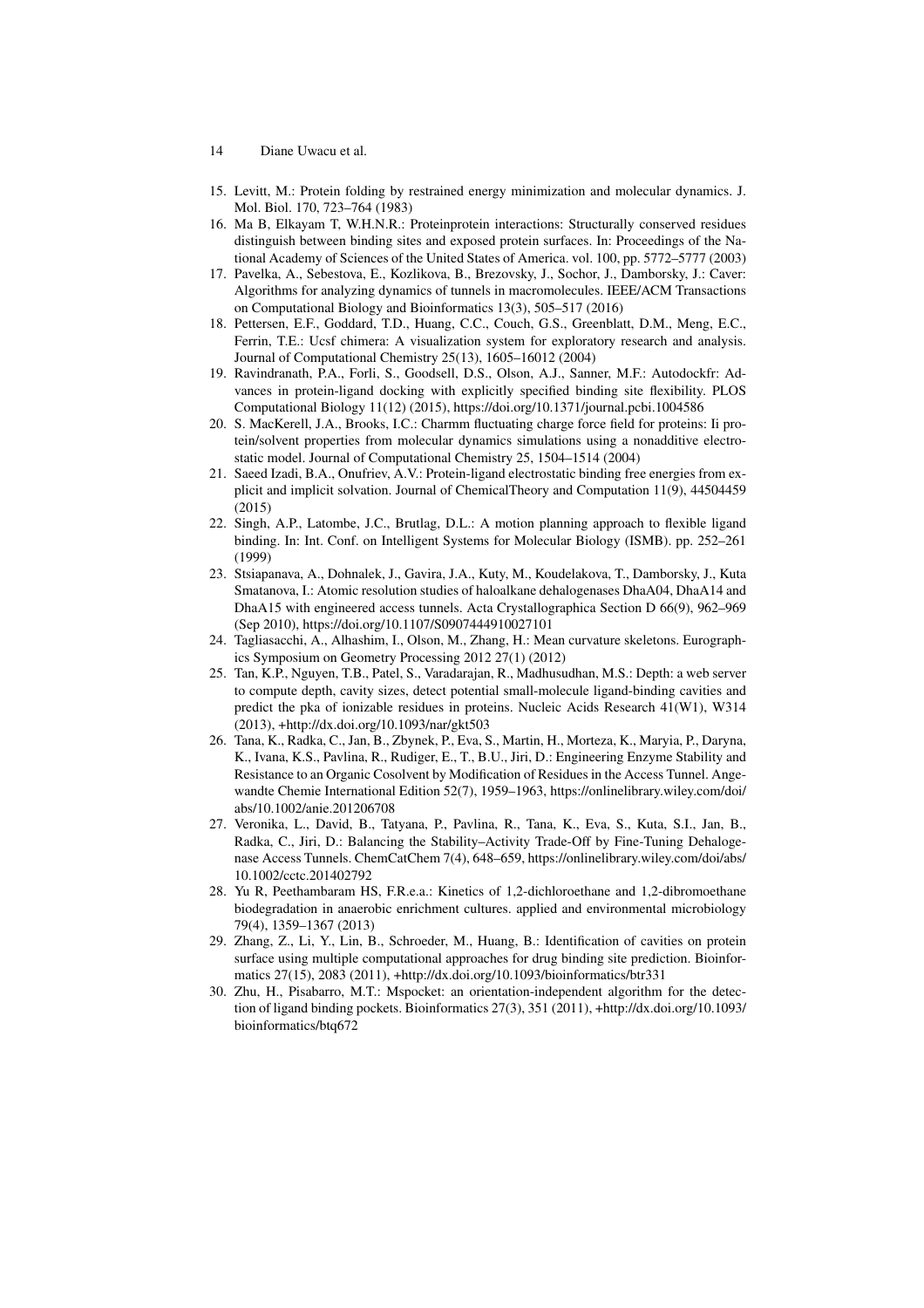15. Levitt, M.: Protein folding by restrained energy minimization and molecular dynamics. J. Mol. Biol. 170, 723–764 (1983)
16. Ma B, Elkayam T, W.H.N.R.: Proteinprotein interactions: Structurally conserved residues distinguish between binding sites and exposed protein surfaces. In: Proceedings of the National Academy of Sciences of the United States of America. vol. 100, pp. 5772–5777 (2003)
17. Pavelka, A., Sebestova, E., Kozlikova, B., Brezovsky, J., Sochor, J., Damborsky, J.: Caver: Algorithms for analyzing dynamics of tunnels in macromolecules. IEEE/ACM Transactions on Computational Biology and Bioinformatics 13(3), 505–517 (2016)
18. Pettersen, E.F., Goddard, T.D., Huang, C.C., Couch, G.S., Greenblatt, D.M., Meng, E.C., Ferrin, T.E.: Ucsf chimera: A visualization system for exploratory research and analysis. Journal of Computational Chemistry 25(13), 1605–16012 (2004)
19. Ravindranath, P.A., Forli, S., Goodsell, D.S., Olson, A.J., Sanner, M.F.: Autodockfr: Advances in protein-ligand docking with explicitly specified binding site flexibility. PLOS Computational Biology 11(12) (2015), https://doi.org/10.1371/journal.pcbi.1004586
20. S. MacKerell, J.A., Brooks, I.C.: Charmm fluctuating charge force field for proteins: Ii protein/solvent properties from molecular dynamics simulations using a nonadditive electrostatic model. Journal of Computational Chemistry 25, 1504–1514 (2004)
21. Saeed Izadi, B.A., Onufriev, A.V.: Protein-ligand electrostatic binding free energies from explicit and implicit solvation. Journal of ChemicalTheory and Computation 11(9), 44504459 (2015)
22. Singh, A.P., Latombe, J.C., Brutlag, D.L.: A motion planning approach to flexible ligand binding. In: Int. Conf. on Intelligent Systems for Molecular Biology (ISMB). pp. 252–261 (1999)
23. Stsiapanava, A., Dohnalek, J., Gavira, J.A., Kuty, M., Koudelakova, T., Damborsky, J., Kuta Smatanova, I.: Atomic resolution studies of haloalkane dehalogenases DhaA04, DhaA14 and DhaA15 with engineered access tunnels. Acta Crystallographica Section D 66(9), 962–969 (Sep 2010), https://doi.org/10.1107/S0907444910027101
24. Tagliasacchi, A., Alhashim, I., Olson, M., Zhang, H.: Mean curvature skeletons. Eurographics Symposium on Geometry Processing 2012 27(1) (2012)
25. Tan, K.P., Nguyen, T.B., Patel, S., Varadarajan, R., Madhusudhan, M.S.: Depth: a web server to compute depth, cavity sizes, detect potential small-molecule ligand-binding cavities and predict the pka of ionizable residues in proteins. Nucleic Acids Research 41(W1), W314 (2013), +http://dx.doi.org/10.1093/nar/gkt503
26. Tana, K., Radka, C., Jan, B., Zbynek, P., Eva, S., Martin, H., Morteza, K., Maryia, P., Daryna, K., Ivana, K.S., Pavlina, R., Rudiger, E., T., B.U., Jiri, D.: Engineering Enzyme Stability and Resistance to an Organic Cosolvent by Modification of Residues in the Access Tunnel. Angewandte Chemie International Edition 52(7), 1959–1963, https://onlinelibrary.wiley.com/doi/abs/10.1002/anie.201206708
27. Veronika, L., David, B., Tatyana, P., Pavlina, R., Tana, K., Eva, S., Kuta, S.I., Jan, B., Radka, C., Jiri, D.: Balancing the Stability–Activity Trade-Off by Fine-Tuning Dehalogenase Access Tunnels. ChemCatChem 7(4), 648–659, https://onlinelibrary.wiley.com/doi/abs/10.1002/cctc.201402792
28. Yu R, Peethambaram HS, F.R.e.a.: Kinetics of 1,2-dichloroethane and 1,2-dibromoethane biodegradation in anaerobic enrichment cultures. applied and environmental microbiology 79(4), 1359–1367 (2013)
29. Zhang, Z., Li, Y., Lin, B., Schroeder, M., Huang, B.: Identification of cavities on protein surface using multiple computational approaches for drug binding site prediction. Bioinformatics 27(15), 2083 (2011), +http://dx.doi.org/10.1093/bioinformatics/btr331
30. Zhu, H., Pisabarro, M.T.: Mspocket: an orientation-independent algorithm for the detection of ligand binding pockets. Bioinformatics 27(3), 351 (2011), +http://dx.doi.org/10.1093/bioinformatics/btq672